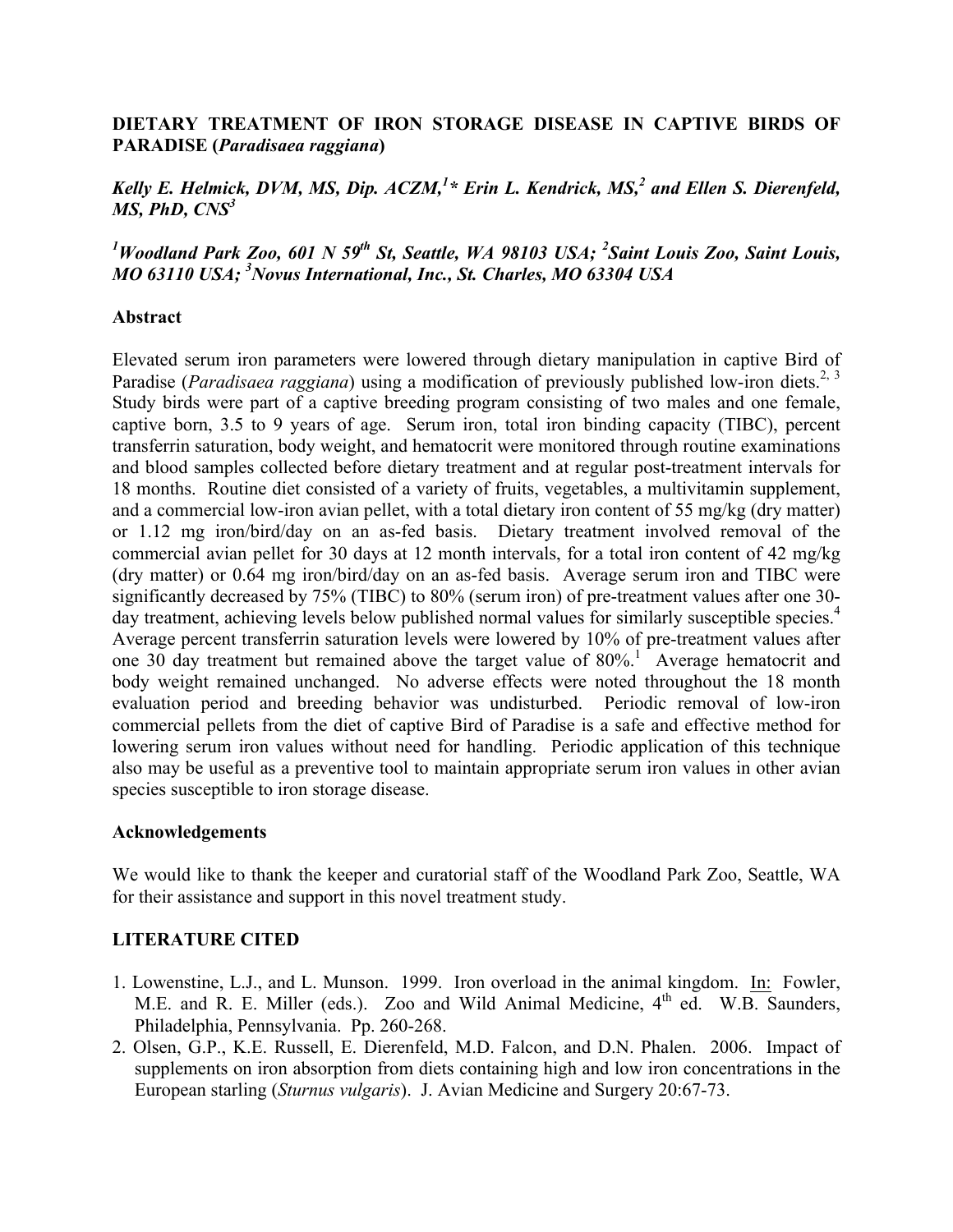**DIETARY TREATMENT OF IRON STORAGE DISEASE IN CAPTIVE BIRDS OF PARADISE (*Paradisaea raggiana*)**

***Kelly E. Helmick, DVM, MS, Dip. ACZM,[1]* Erin L. Kendrick, MS,[2] and Ellen S. Dierenfeld, MS, PhD, CNS[3]***

***[1]Woodland Park Zoo, 601 N 59th St, Seattle, WA 98103 USA; [2]Saint Louis Zoo, Saint Louis, MO 63110 USA; [3]Novus International, Inc., St. Charles, MO 63304 USA***

**Abstract**

Elevated serum iron parameters were lowered through dietary manipulation in captive Bird of Paradise (*Paradisaea raggiana*) using a modification of previously published low-iron diets.[2, 3] Study birds were part of a captive breeding program consisting of two males and one female, captive born, 3.5 to 9 years of age. Serum iron, total iron binding capacity (TIBC), percent transferrin saturation, body weight, and hematocrit were monitored through routine examinations and blood samples collected before dietary treatment and at regular post-treatment intervals for 18 months. Routine diet consisted of a variety of fruits, vegetables, a multivitamin supplement, and a commercial low-iron avian pellet, with a total dietary iron content of 55 mg/kg (dry matter) or 1.12 mg iron/bird/day on an as-fed basis. Dietary treatment involved removal of the commercial avian pellet for 30 days at 12 month intervals, for a total iron content of 42 mg/kg (dry matter) or 0.64 mg iron/bird/day on an as-fed basis. Average serum iron and TIBC were significantly decreased by 75% (TIBC) to 80% (serum iron) of pre-treatment values after one 30-day treatment, achieving levels below published normal values for similarly susceptible species.[4] Average percent transferrin saturation levels were lowered by 10% of pre-treatment values after one 30 day treatment but remained above the target value of 80%.[1] Average hematocrit and body weight remained unchanged. No adverse effects were noted throughout the 18 month evaluation period and breeding behavior was undisturbed. Periodic removal of low-iron commercial pellets from the diet of captive Bird of Paradise is a safe and effective method for lowering serum iron values without need for handling. Periodic application of this technique also may be useful as a preventive tool to maintain appropriate serum iron values in other avian species susceptible to iron storage disease.

**Acknowledgements**

We would like to thank the keeper and curatorial staff of the Woodland Park Zoo, Seattle, WA for their assistance and support in this novel treatment study.

**LITERATURE CITED**

1. Lowenstine, L.J., and L. Munson. 1999. Iron overload in the animal kingdom. In: Fowler, M.E. and R. E. Miller (eds.). Zoo and Wild Animal Medicine, 4th ed. W.B. Saunders, Philadelphia, Pennsylvania. Pp. 260-268.
2. Olsen, G.P., K.E. Russell, E. Dierenfeld, M.D. Falcon, and D.N. Phalen. 2006. Impact of supplements on iron absorption from diets containing high and low iron concentrations in the European starling (*Sturnus vulgaris*). J. Avian Medicine and Surgery 20:67-73.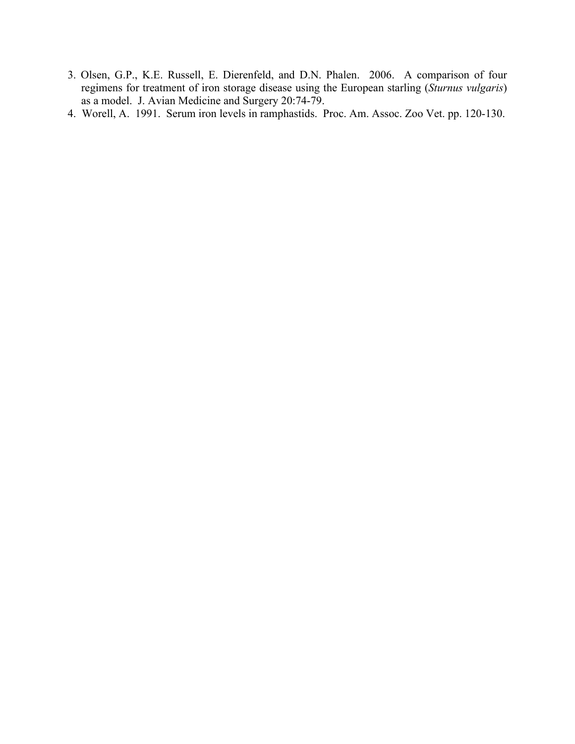3. Olsen, G.P., K.E. Russell, E. Dierenfeld, and D.N. Phalen. 2006. A comparison of four regimens for treatment of iron storage disease using the European starling (*Sturnus vulgaris*) as a model. J. Avian Medicine and Surgery 20:74-79.
4. Worell, A. 1991. Serum iron levels in ramphastids. Proc. Am. Assoc. Zoo Vet. pp. 120-130.